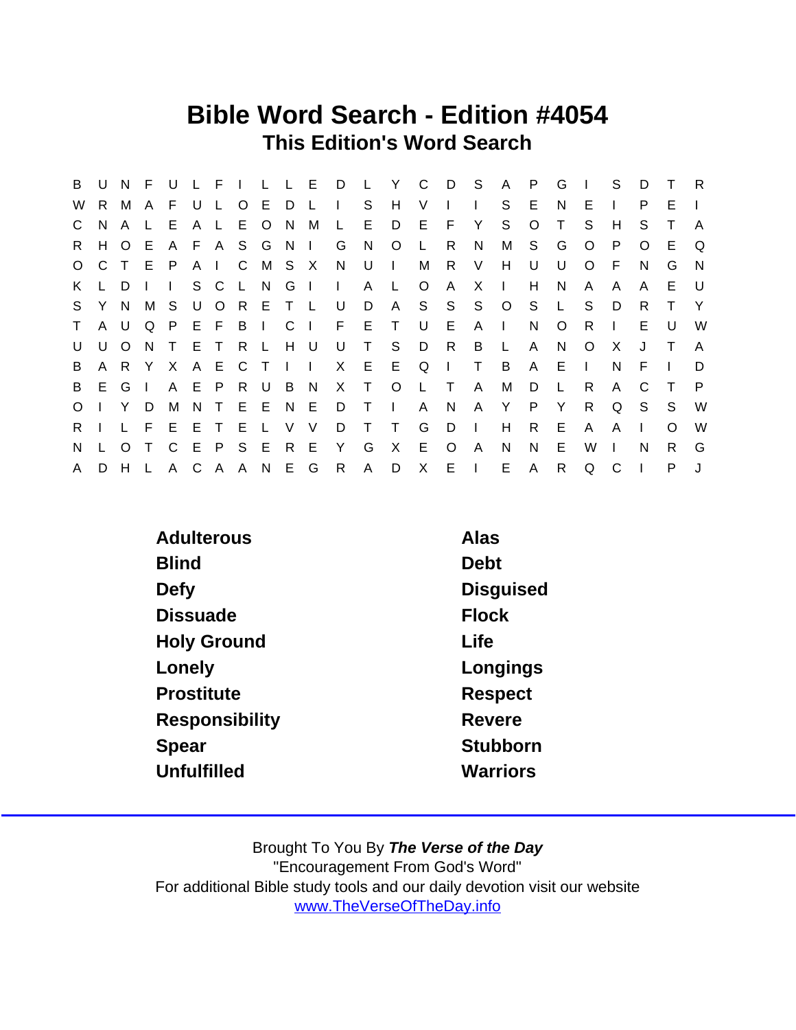# Bible Word Search - Edition #4054

## This Edition's Word Search

```
B U N F U L F I L L E D L Y C D S A P G I S D T R
W R M A F U L O E D L I S H V I I S E N E I P E I
C N A L E A L E O N M L E D E F Y S O T S H S T A
R H O E A F A S G N I G N O L R N M S G O P O E Q
O C T E P A I C M S X N U I M R V H U U O F N G N
K L D I I S C L N G I I A L O A X I H N A A A E U
S Y N M S U O R E T L U D A S S S O S L S D R T Y
T A U Q P E F B I C I F E T U E A I N O R I E U W
U U O N T E T R L H U U T S D R B L A N O X J T A
B A R Y X A E C T I I X E E Q I T B A E I N F I D
B E G I A E P R U B N X T O L T A M D L R A C T P
O I Y D M N T E E N E D T I A N A Y P Y R Q S S W
R I L F E E T E L V V D T T G D I H R E A A I O W
N L O T C E P S E R E Y G X E O A N N E W I N R G
A D H L A C A A N E G R A D X E I E A R Q C I P J
```

| | |
|---|---|
| Adulterous | Alas |
| Blind | Debt |
| Defy | Disguised |
| Dissuade | Flock |
| Holy Ground | Life |
| Lonely | Longings |
| Prostitute | Respect |
| Responsibility | Revere |
| Spear | Stubborn |
| Unfulfilled | Warriors |

Brought To You By ***The Verse of the Day***
"Encouragement From God's Word"
For additional Bible study tools and our daily devotion visit our website
www.TheVerseOfTheDay.info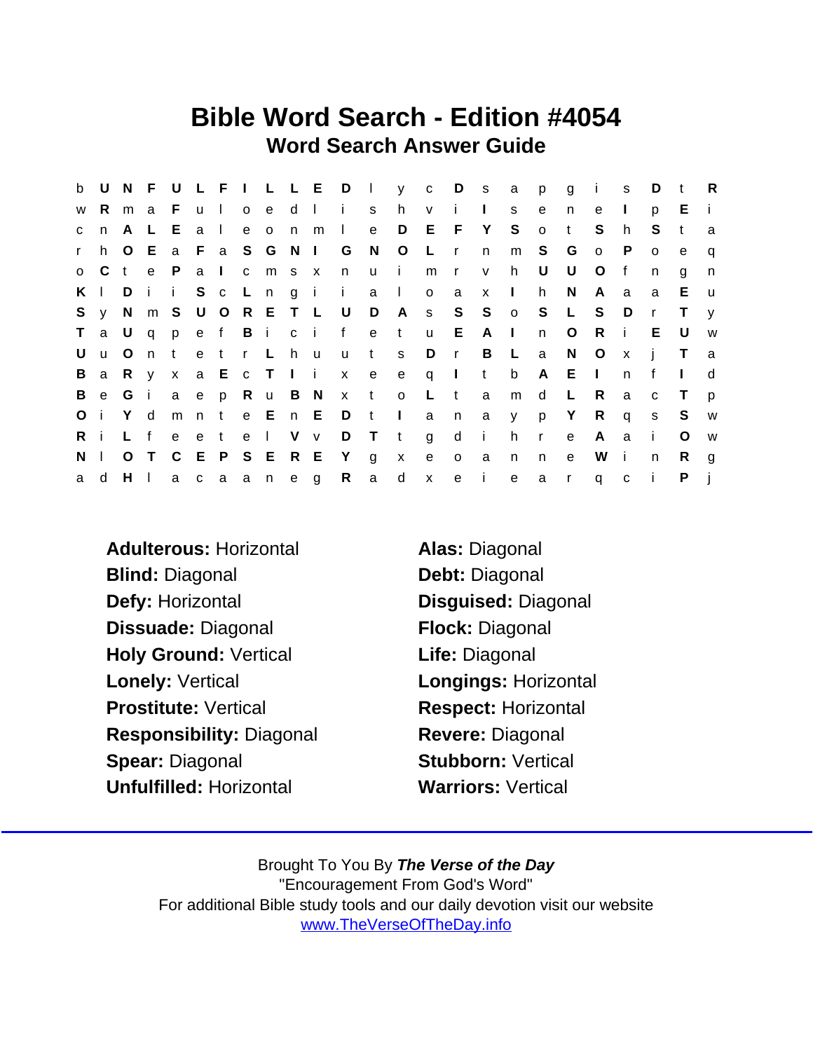# Bible Word Search - Edition #4054

## Word Search Answer Guide

```
b U N F U L F I L L E D l y c D s a p g i s D t R
w R m a F u l o e d l i s h v i I s e n e I p E i
c n A L E a l e o n m l e D E F Y S o t S h S t a
r h O E a F a S G N I G N O L r n m S G o P o e q
o C t e P a I c m s x n u i m r v h U U O f n g n
K l D i i S c L n g i i a l o a x I h N A a a E u
S y N m S U O R E T L U D A s S S o S L S D r T y
T a U q p e f B i c i f e t u E A I n O R i E U w
U u O n t e t r L h u u t s D r B L a N O x j T a
B a R y x a E c T I i x e e q I t b A E I n f I d
B e G i a e p R u B N x t o L t a m d L R a c T p
O i Y d m n t e E n E D t I a n a y p Y R q s S w
R i L f e e t e l V v D T t g d i h r e A a i O w
N l O T C E P S E R E Y g x e o a n n e W i n R g
a d H l a c a a n e g R a d x e i e a r q c i P j
```

**Adulterous:** Horizontal

**Blind:** Diagonal

**Defy:** Horizontal

**Dissuade:** Diagonal

**Holy Ground:** Vertical

**Lonely:** Vertical

**Prostitute:** Vertical

**Responsibility:** Diagonal

**Spear:** Diagonal

**Unfulfilled:** Horizontal

**Alas:** Diagonal

**Debt:** Diagonal

**Disguised:** Diagonal

**Flock:** Diagonal

**Life:** Diagonal

**Longings:** Horizontal

**Respect:** Horizontal

**Revere:** Diagonal

**Stubborn:** Vertical

**Warriors:** Vertical

Brought To You By ***The Verse of the Day***
"Encouragement From God's Word"
For additional Bible study tools and our daily devotion visit our website
www.TheVerseOfTheDay.info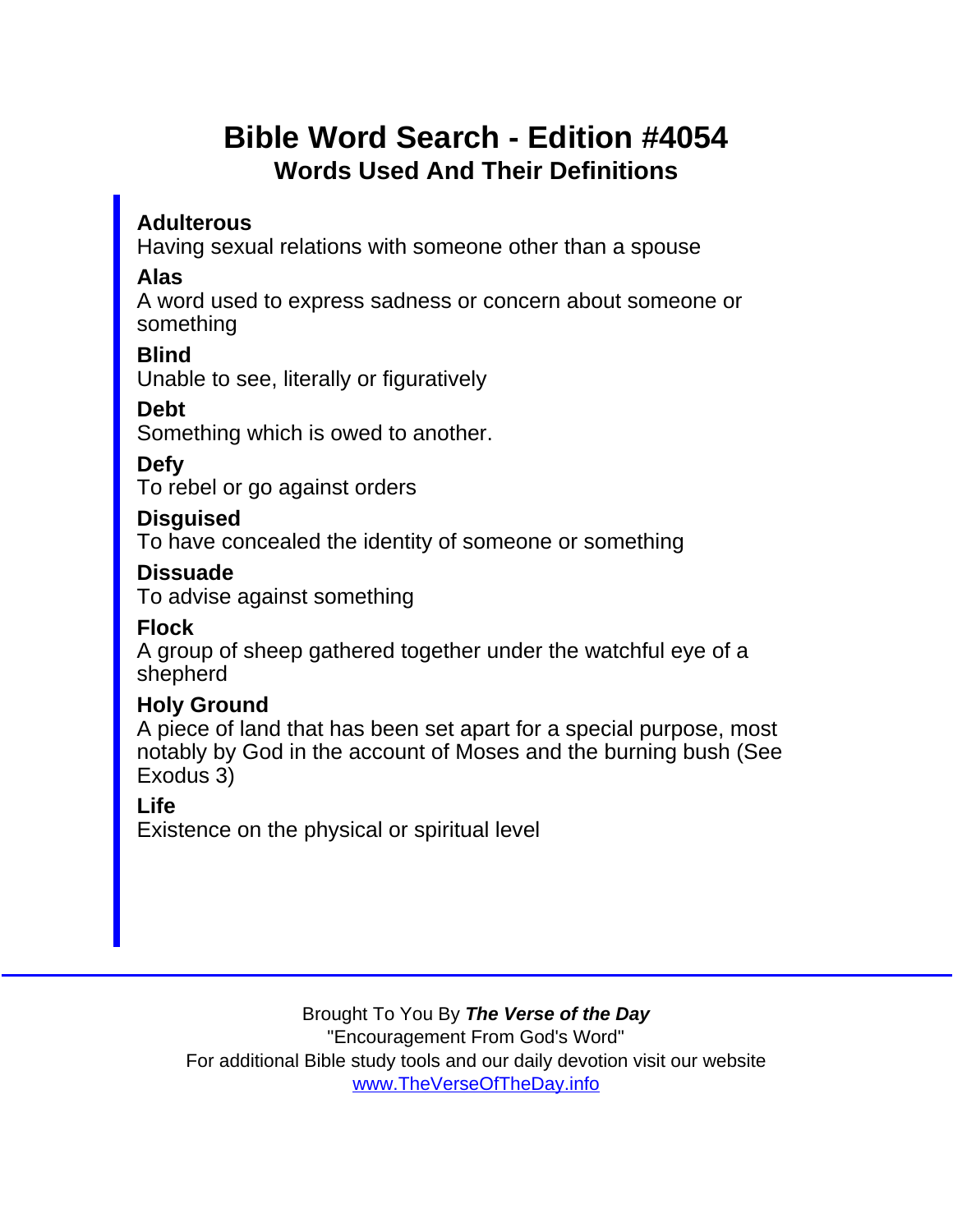# Bible Word Search - Edition #4054

## Words Used And Their Definitions

**Adulterous**
Having sexual relations with someone other than a spouse

**Alas**
A word used to express sadness or concern about someone or something

**Blind**
Unable to see, literally or figuratively

**Debt**
Something which is owed to another.

**Defy**
To rebel or go against orders

**Disguised**
To have concealed the identity of someone or something

**Dissuade**
To advise against something

**Flock**
A group of sheep gathered together under the watchful eye of a shepherd

**Holy Ground**
A piece of land that has been set apart for a special purpose, most notably by God in the account of Moses and the burning bush (See Exodus 3)

**Life**
Existence on the physical or spiritual level

---

Brought To You By ***The Verse of the Day***
"Encouragement From God's Word"
For additional Bible study tools and our daily devotion visit our website
www.TheVerseOfTheDay.info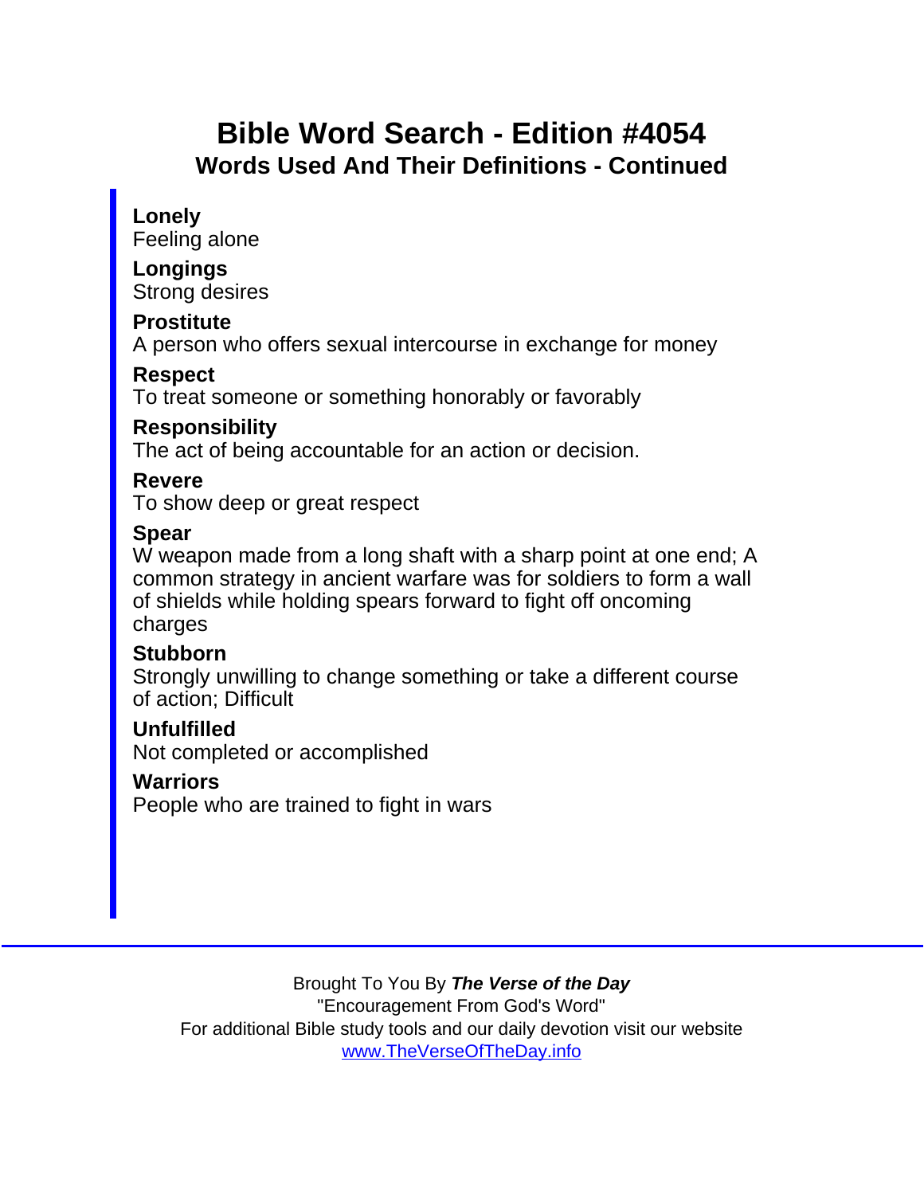# Bible Word Search - Edition #4054

## Words Used And Their Definitions - Continued

**Lonely**
Feeling alone

**Longings**
Strong desires

**Prostitute**
A person who offers sexual intercourse in exchange for money

**Respect**
To treat someone or something honorably or favorably

**Responsibility**
The act of being accountable for an action or decision.

**Revere**
To show deep or great respect

**Spear**
W weapon made from a long shaft with a sharp point at one end; A common strategy in ancient warfare was for soldiers to form a wall of shields while holding spears forward to fight off oncoming charges

**Stubborn**
Strongly unwilling to change something or take a different course of action; Difficult

**Unfulfilled**
Not completed or accomplished

**Warriors**
People who are trained to fight in wars

---

Brought To You By ***The Verse of the Day***
"Encouragement From God's Word"
For additional Bible study tools and our daily devotion visit our website
www.TheVerseOfTheDay.info